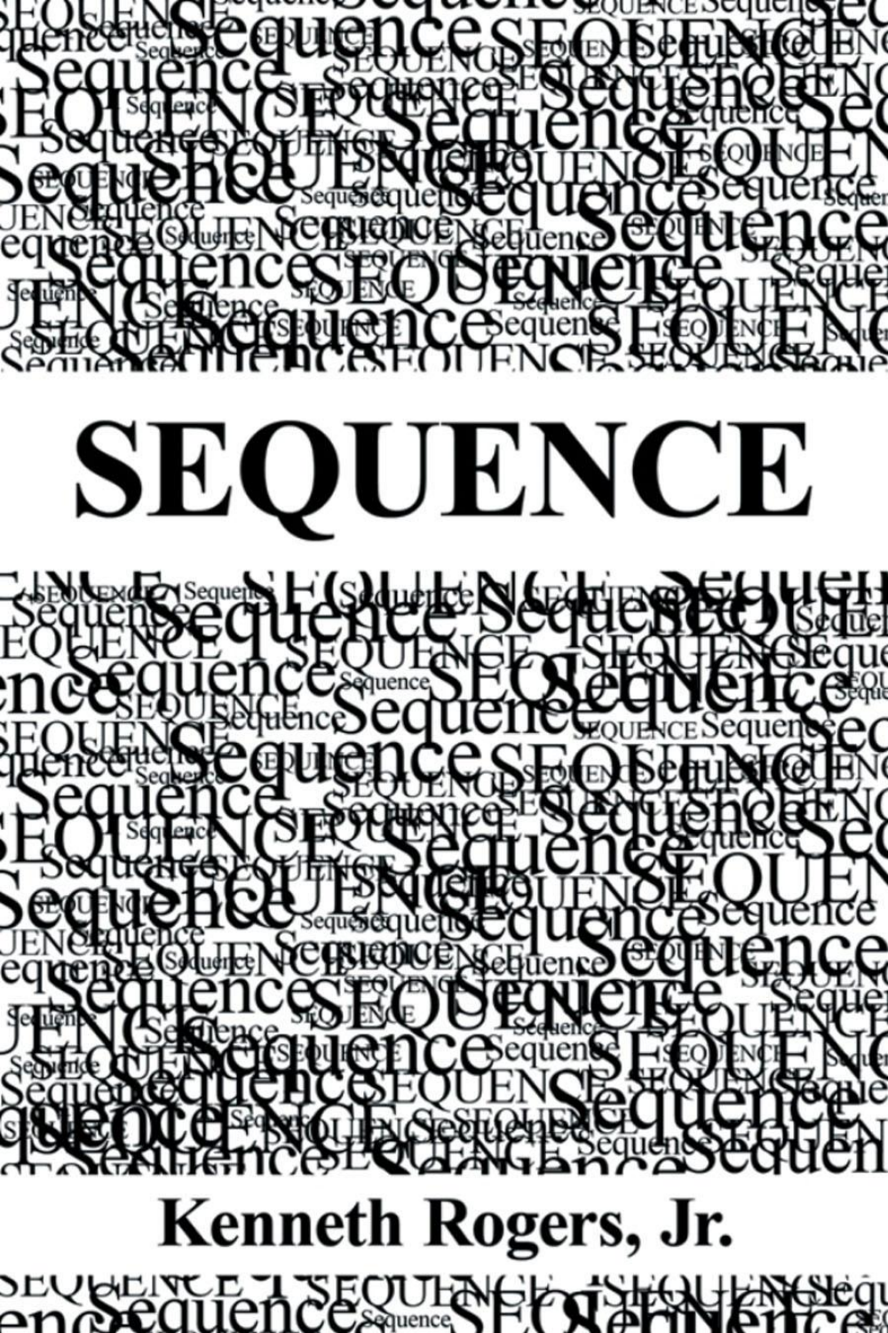# SEQUENCE

**Kenneth Rogers, Jr.**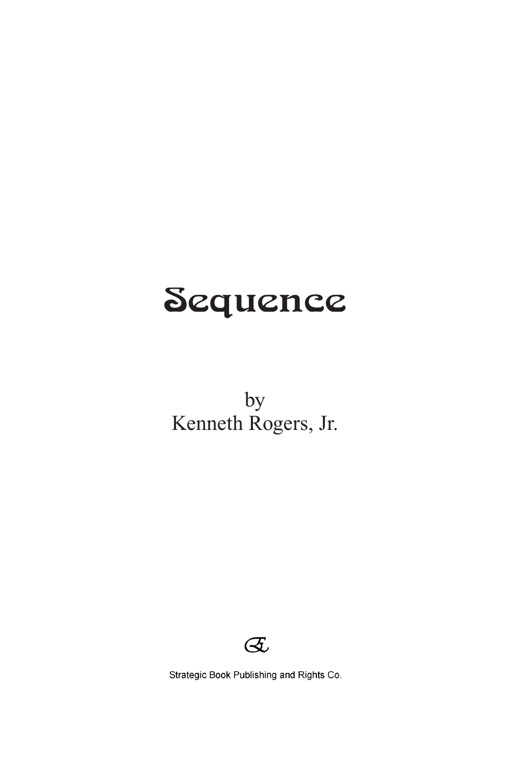# Sequence

by
Kenneth Rogers, Jr.

Strategic Book Publishing and Rights Co.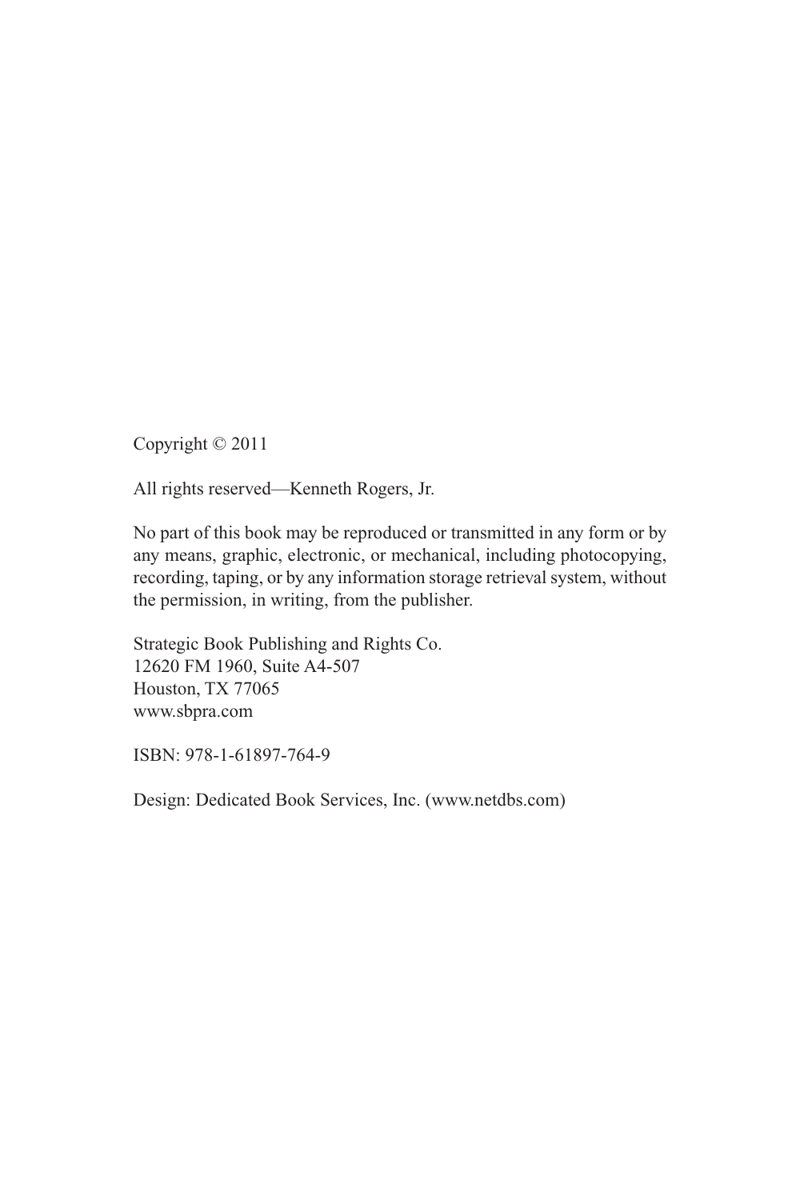Copyright © 2011

All rights reserved—Kenneth Rogers, Jr.

No part of this book may be reproduced or transmitted in any form or by any means, graphic, electronic, or mechanical, including photocopying, recording, taping, or by any information storage retrieval system, without the permission, in writing, from the publisher.

Strategic Book Publishing and Rights Co.
12620 FM 1960, Suite A4-507
Houston, TX 77065
www.sbpra.com

ISBN: 978-1-61897-764-9

Design: Dedicated Book Services, Inc. (www.netdbs.com)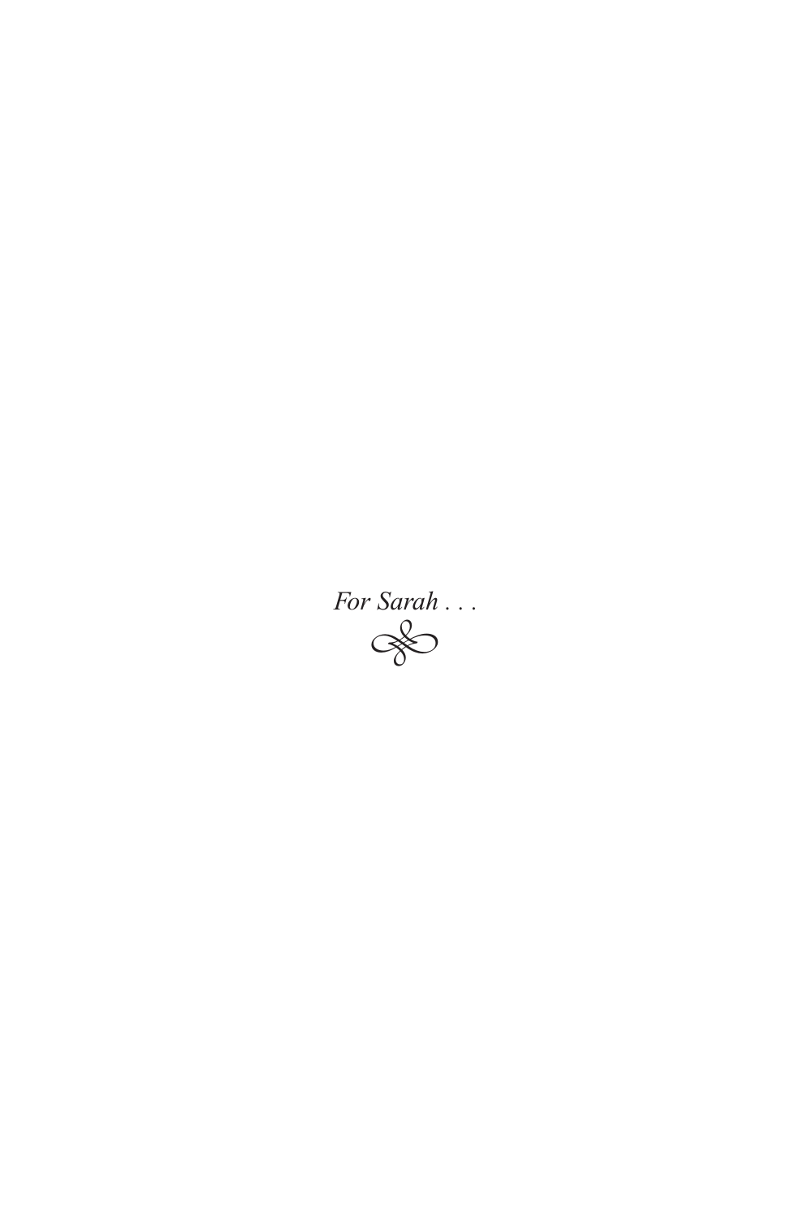*For Sarah . . .*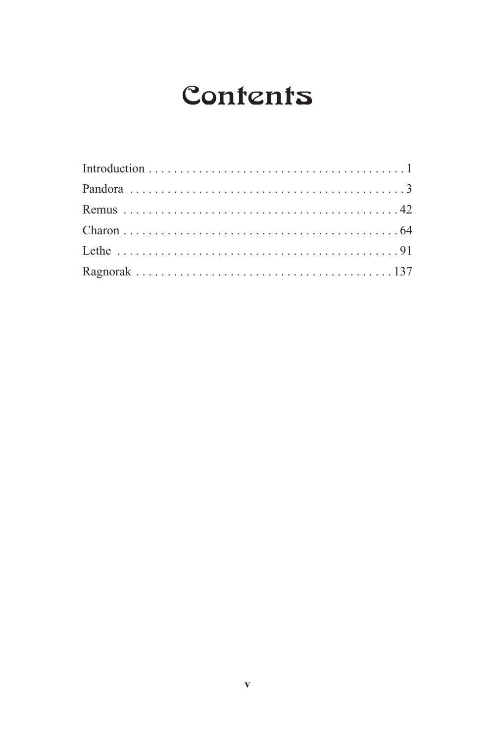# Contents

Introduction . . . . . . . . . . . . . . . . . . . . . . . . . . . . . . . . . . . . . . . . . . 1
Pandora . . . . . . . . . . . . . . . . . . . . . . . . . . . . . . . . . . . . . . . . . . . . 3
Remus . . . . . . . . . . . . . . . . . . . . . . . . . . . . . . . . . . . . . . . . . . . . 42
Charon . . . . . . . . . . . . . . . . . . . . . . . . . . . . . . . . . . . . . . . . . . . . 64
Lethe . . . . . . . . . . . . . . . . . . . . . . . . . . . . . . . . . . . . . . . . . . . . . 91
Ragnorak . . . . . . . . . . . . . . . . . . . . . . . . . . . . . . . . . . . . . . . . . . 137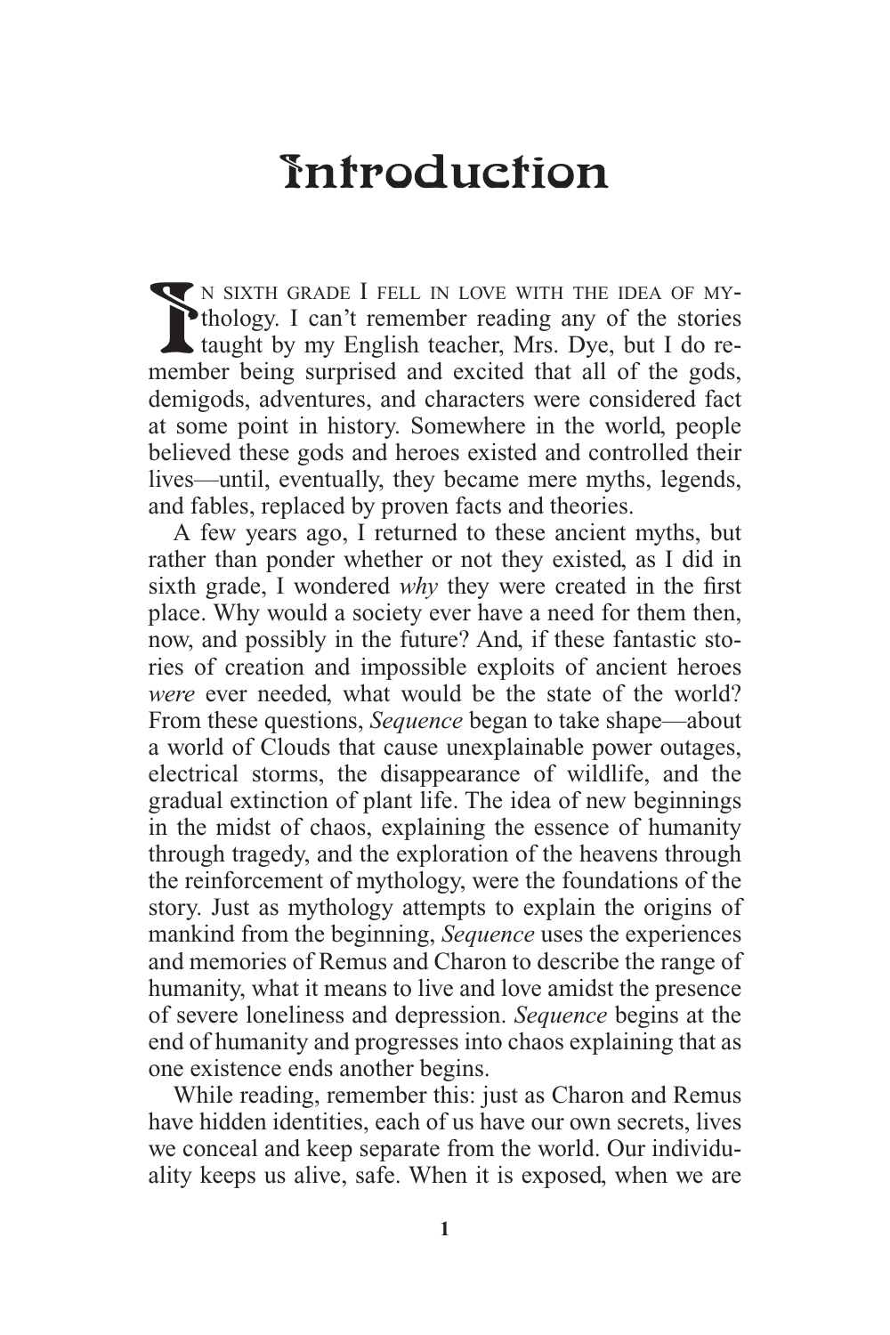# Introduction

In sixth grade I fell in love with the idea of mythology. I can't remember reading any of the stories taught by my English teacher, Mrs. Dye, but I do remember being surprised and excited that all of the gods, demigods, adventures, and characters were considered fact at some point in history. Somewhere in the world, people believed these gods and heroes existed and controlled their lives—until, eventually, they became mere myths, legends, and fables, replaced by proven facts and theories.

A few years ago, I returned to these ancient myths, but rather than ponder whether or not they existed, as I did in sixth grade, I wondered *why* they were created in the first place. Why would a society ever have a need for them then, now, and possibly in the future? And, if these fantastic stories of creation and impossible exploits of ancient heroes *were* ever needed, what would be the state of the world? From these questions, *Sequence* began to take shape—about a world of Clouds that cause unexplainable power outages, electrical storms, the disappearance of wildlife, and the gradual extinction of plant life. The idea of new beginnings in the midst of chaos, explaining the essence of humanity through tragedy, and the exploration of the heavens through the reinforcement of mythology, were the foundations of the story. Just as mythology attempts to explain the origins of mankind from the beginning, *Sequence* uses the experiences and memories of Remus and Charon to describe the range of humanity, what it means to live and love amidst the presence of severe loneliness and depression. *Sequence* begins at the end of humanity and progresses into chaos explaining that as one existence ends another begins.

While reading, remember this: just as Charon and Remus have hidden identities, each of us have our own secrets, lives we conceal and keep separate from the world. Our individuality keeps us alive, safe. When it is exposed, when we are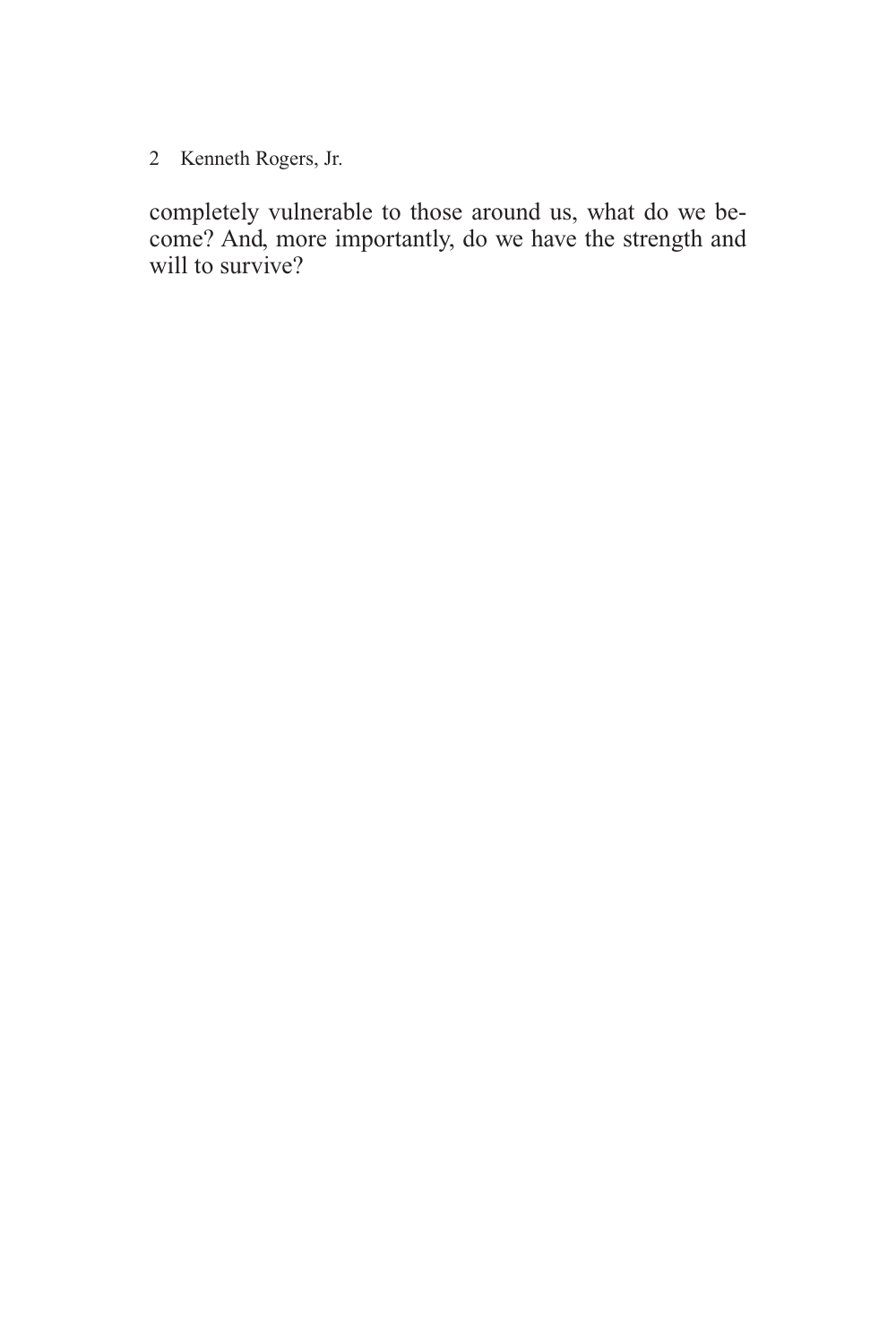completely vulnerable to those around us, what do we become? And, more importantly, do we have the strength and will to survive?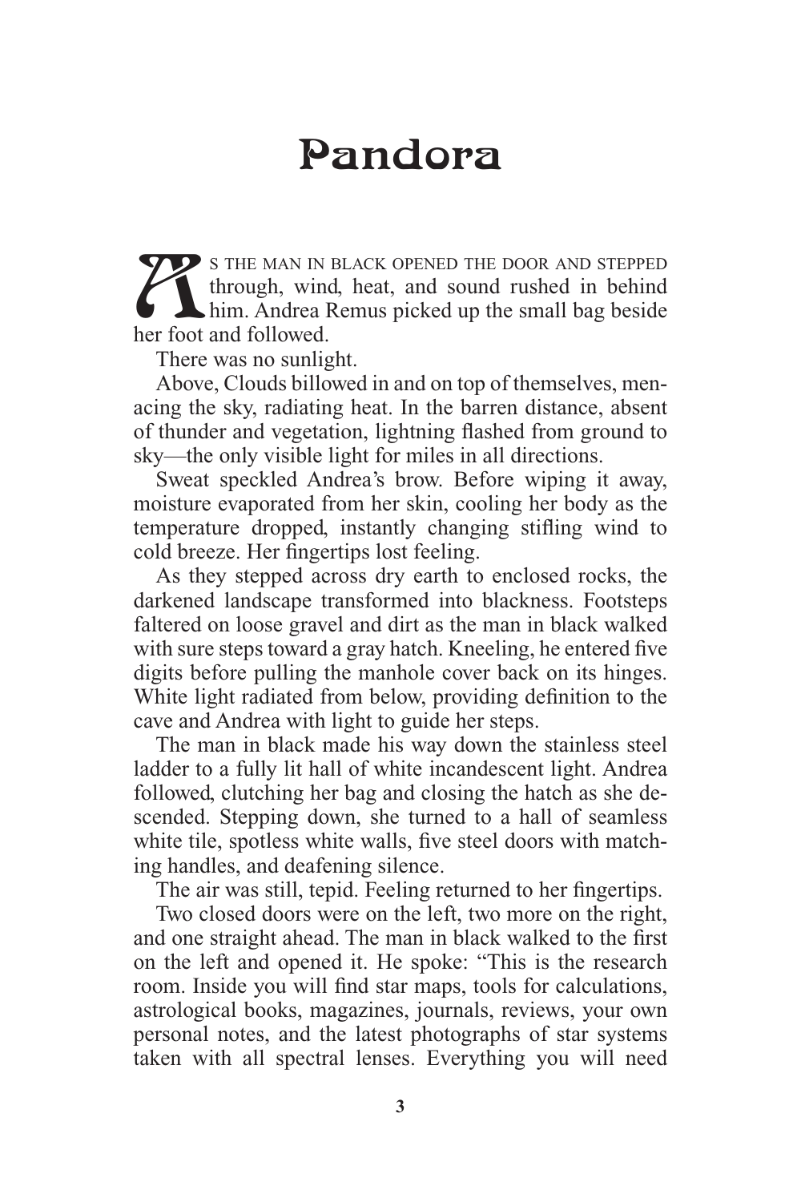# Pandora

As the man in black opened the door and stepped through, wind, heat, and sound rushed in behind him. Andrea Remus picked up the small bag beside her foot and followed.

There was no sunlight.

Above, Clouds billowed in and on top of themselves, menacing the sky, radiating heat. In the barren distance, absent of thunder and vegetation, lightning flashed from ground to sky—the only visible light for miles in all directions.

Sweat speckled Andrea's brow. Before wiping it away, moisture evaporated from her skin, cooling her body as the temperature dropped, instantly changing stifling wind to cold breeze. Her fingertips lost feeling.

As they stepped across dry earth to enclosed rocks, the darkened landscape transformed into blackness. Footsteps faltered on loose gravel and dirt as the man in black walked with sure steps toward a gray hatch. Kneeling, he entered five digits before pulling the manhole cover back on its hinges. White light radiated from below, providing definition to the cave and Andrea with light to guide her steps.

The man in black made his way down the stainless steel ladder to a fully lit hall of white incandescent light. Andrea followed, clutching her bag and closing the hatch as she descended. Stepping down, she turned to a hall of seamless white tile, spotless white walls, five steel doors with matching handles, and deafening silence.

The air was still, tepid. Feeling returned to her fingertips.

Two closed doors were on the left, two more on the right, and one straight ahead. The man in black walked to the first on the left and opened it. He spoke: "This is the research room. Inside you will find star maps, tools for calculations, astrological books, magazines, journals, reviews, your own personal notes, and the latest photographs of star systems taken with all spectral lenses. Everything you will need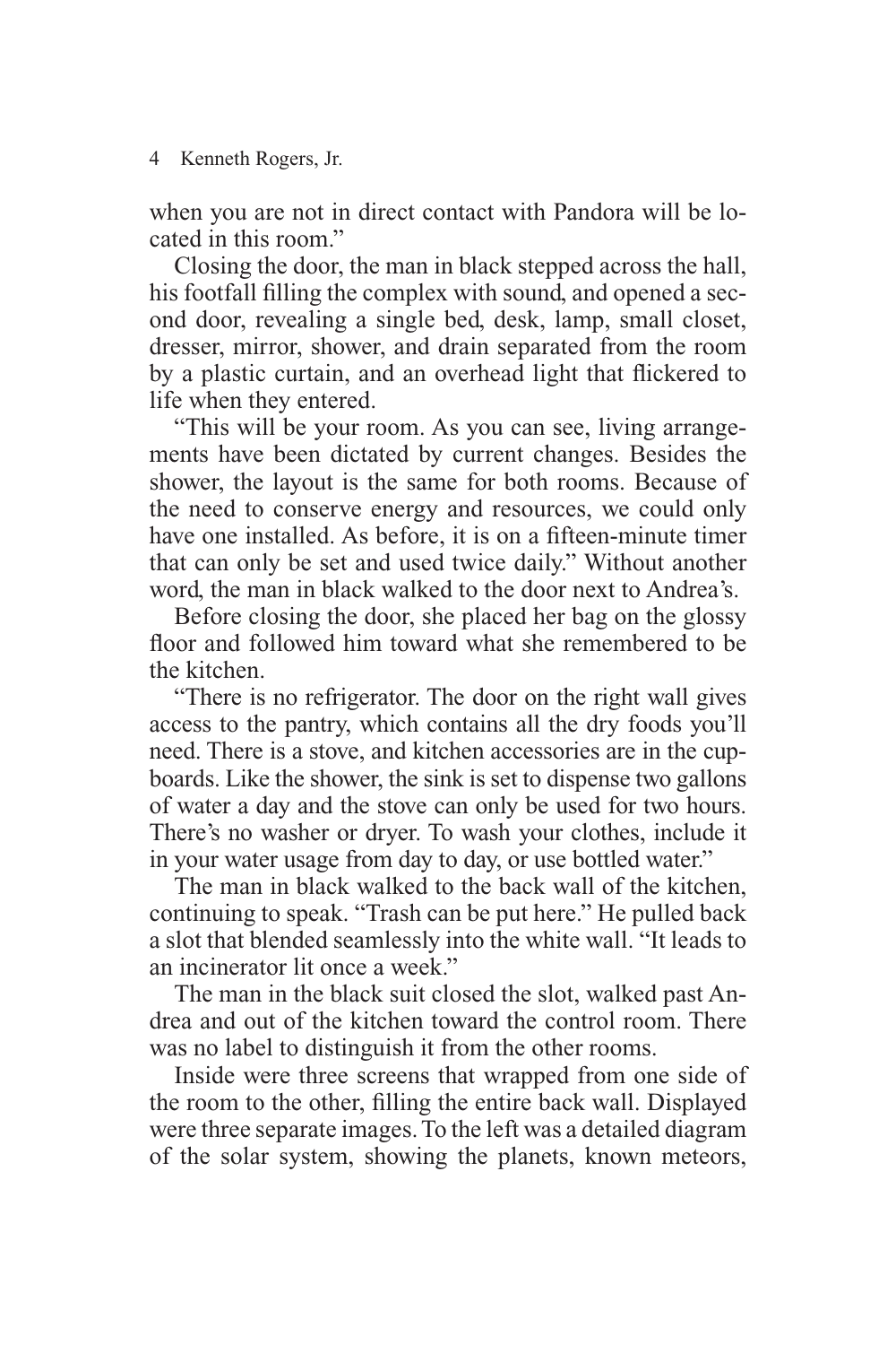when you are not in direct contact with Pandora will be located in this room."

Closing the door, the man in black stepped across the hall, his footfall filling the complex with sound, and opened a second door, revealing a single bed, desk, lamp, small closet, dresser, mirror, shower, and drain separated from the room by a plastic curtain, and an overhead light that flickered to life when they entered.

"This will be your room. As you can see, living arrangements have been dictated by current changes. Besides the shower, the layout is the same for both rooms. Because of the need to conserve energy and resources, we could only have one installed. As before, it is on a fifteen-minute timer that can only be set and used twice daily." Without another word, the man in black walked to the door next to Andrea's.

Before closing the door, she placed her bag on the glossy floor and followed him toward what she remembered to be the kitchen.

"There is no refrigerator. The door on the right wall gives access to the pantry, which contains all the dry foods you'll need. There is a stove, and kitchen accessories are in the cupboards. Like the shower, the sink is set to dispense two gallons of water a day and the stove can only be used for two hours. There's no washer or dryer. To wash your clothes, include it in your water usage from day to day, or use bottled water."

The man in black walked to the back wall of the kitchen, continuing to speak. "Trash can be put here." He pulled back a slot that blended seamlessly into the white wall. "It leads to an incinerator lit once a week."

The man in the black suit closed the slot, walked past Andrea and out of the kitchen toward the control room. There was no label to distinguish it from the other rooms.

Inside were three screens that wrapped from one side of the room to the other, filling the entire back wall. Displayed were three separate images. To the left was a detailed diagram of the solar system, showing the planets, known meteors,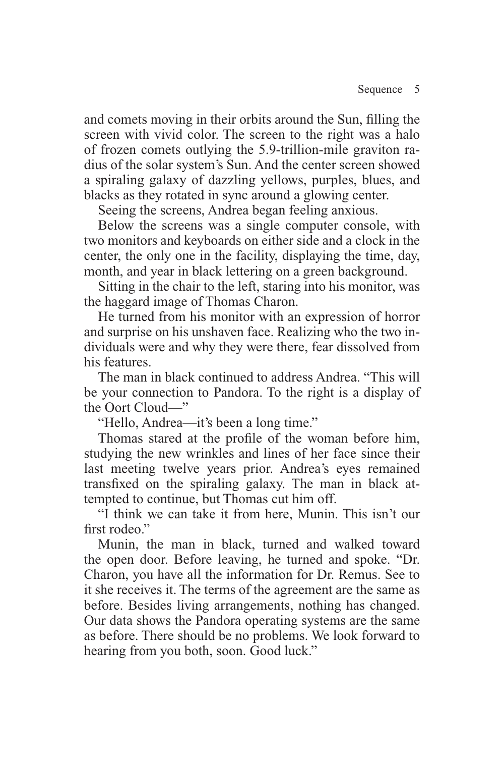and comets moving in their orbits around the Sun, filling the screen with vivid color. The screen to the right was a halo of frozen comets outlying the 5.9-trillion-mile graviton radius of the solar system's Sun. And the center screen showed a spiraling galaxy of dazzling yellows, purples, blues, and blacks as they rotated in sync around a glowing center.

Seeing the screens, Andrea began feeling anxious.

Below the screens was a single computer console, with two monitors and keyboards on either side and a clock in the center, the only one in the facility, displaying the time, day, month, and year in black lettering on a green background.

Sitting in the chair to the left, staring into his monitor, was the haggard image of Thomas Charon.

He turned from his monitor with an expression of horror and surprise on his unshaven face. Realizing who the two individuals were and why they were there, fear dissolved from his features.

The man in black continued to address Andrea. "This will be your connection to Pandora. To the right is a display of the Oort Cloud—"

"Hello, Andrea—it's been a long time."

Thomas stared at the profile of the woman before him, studying the new wrinkles and lines of her face since their last meeting twelve years prior. Andrea's eyes remained transfixed on the spiraling galaxy. The man in black attempted to continue, but Thomas cut him off.

"I think we can take it from here, Munin. This isn't our first rodeo."

Munin, the man in black, turned and walked toward the open door. Before leaving, he turned and spoke. "Dr. Charon, you have all the information for Dr. Remus. See to it she receives it. The terms of the agreement are the same as before. Besides living arrangements, nothing has changed. Our data shows the Pandora operating systems are the same as before. There should be no problems. We look forward to hearing from you both, soon. Good luck."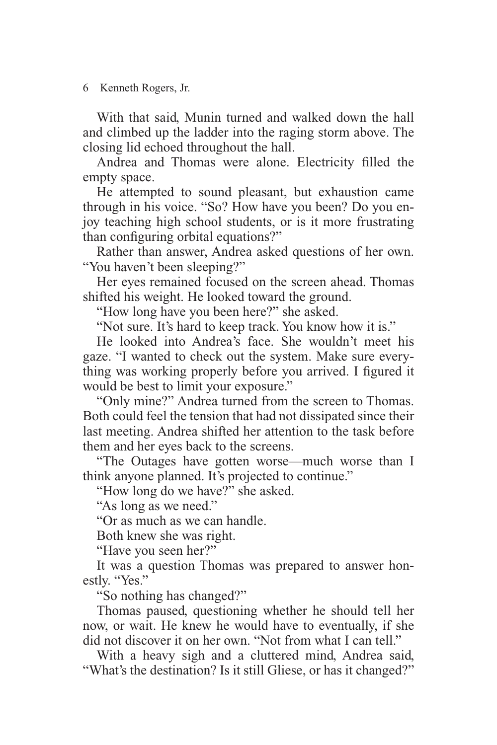With that said, Munin turned and walked down the hall and climbed up the ladder into the raging storm above. The closing lid echoed throughout the hall.

Andrea and Thomas were alone. Electricity filled the empty space.

He attempted to sound pleasant, but exhaustion came through in his voice. "So? How have you been? Do you enjoy teaching high school students, or is it more frustrating than configuring orbital equations?"

Rather than answer, Andrea asked questions of her own. "You haven't been sleeping?"

Her eyes remained focused on the screen ahead. Thomas shifted his weight. He looked toward the ground.

"How long have you been here?" she asked.

"Not sure. It's hard to keep track. You know how it is."

He looked into Andrea's face. She wouldn't meet his gaze. "I wanted to check out the system. Make sure everything was working properly before you arrived. I figured it would be best to limit your exposure."

"Only mine?" Andrea turned from the screen to Thomas. Both could feel the tension that had not dissipated since their last meeting. Andrea shifted her attention to the task before them and her eyes back to the screens.

"The Outages have gotten worse—much worse than I think anyone planned. It's projected to continue."

"How long do we have?" she asked.

"As long as we need."

"Or as much as we can handle.

Both knew she was right.

"Have you seen her?"

It was a question Thomas was prepared to answer honestly. "Yes."

"So nothing has changed?"

Thomas paused, questioning whether he should tell her now, or wait. He knew he would have to eventually, if she did not discover it on her own. "Not from what I can tell."

With a heavy sigh and a cluttered mind, Andrea said, "What's the destination? Is it still Gliese, or has it changed?"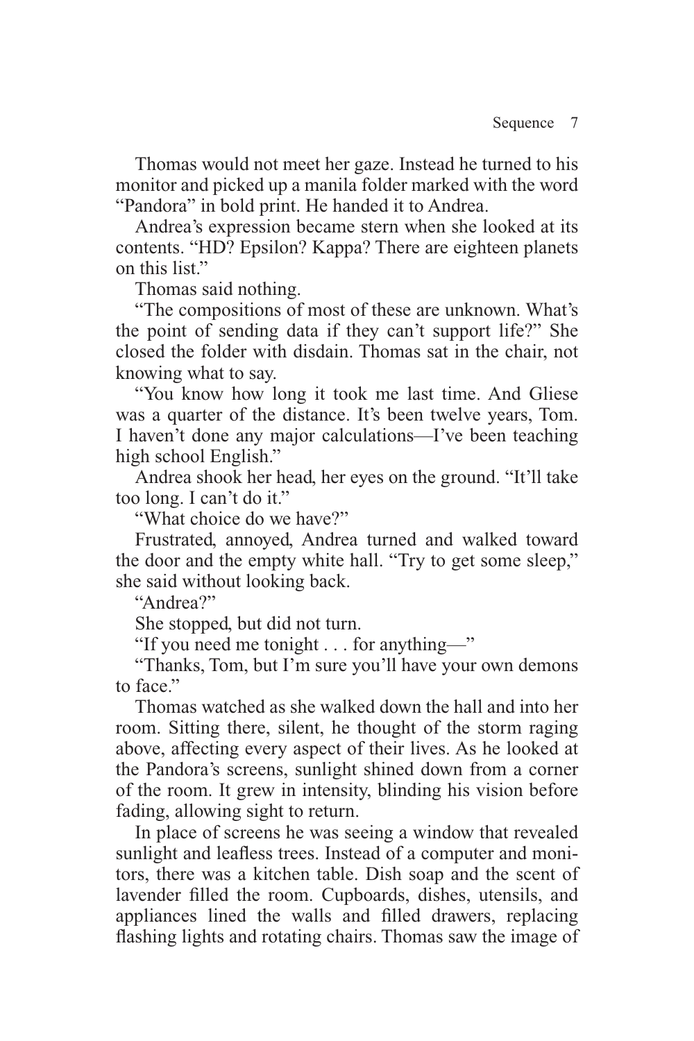Thomas would not meet her gaze. Instead he turned to his monitor and picked up a manila folder marked with the word "Pandora" in bold print. He handed it to Andrea.

Andrea's expression became stern when she looked at its contents. "HD? Epsilon? Kappa? There are eighteen planets on this list."

Thomas said nothing.

"The compositions of most of these are unknown. What's the point of sending data if they can't support life?" She closed the folder with disdain. Thomas sat in the chair, not knowing what to say.

"You know how long it took me last time. And Gliese was a quarter of the distance. It's been twelve years, Tom. I haven't done any major calculations—I've been teaching high school English."

Andrea shook her head, her eyes on the ground. "It'll take too long. I can't do it."

"What choice do we have?"

Frustrated, annoyed, Andrea turned and walked toward the door and the empty white hall. "Try to get some sleep," she said without looking back.

"Andrea?"

She stopped, but did not turn.

"If you need me tonight . . . for anything—"

"Thanks, Tom, but I'm sure you'll have your own demons to face."

Thomas watched as she walked down the hall and into her room. Sitting there, silent, he thought of the storm raging above, affecting every aspect of their lives. As he looked at the Pandora's screens, sunlight shined down from a corner of the room. It grew in intensity, blinding his vision before fading, allowing sight to return.

In place of screens he was seeing a window that revealed sunlight and leafless trees. Instead of a computer and monitors, there was a kitchen table. Dish soap and the scent of lavender filled the room. Cupboards, dishes, utensils, and appliances lined the walls and filled drawers, replacing flashing lights and rotating chairs. Thomas saw the image of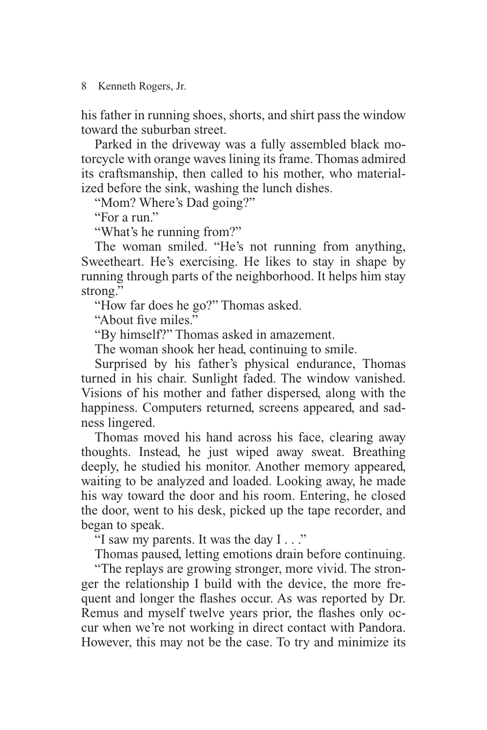his father in running shoes, shorts, and shirt pass the window toward the suburban street.

Parked in the driveway was a fully assembled black motorcycle with orange waves lining its frame. Thomas admired its craftsmanship, then called to his mother, who materialized before the sink, washing the lunch dishes.

"Mom? Where's Dad going?"

"For a run."

"What's he running from?"

The woman smiled. "He's not running from anything, Sweetheart. He's exercising. He likes to stay in shape by running through parts of the neighborhood. It helps him stay strong."

"How far does he go?" Thomas asked.

"About five miles."

"By himself?" Thomas asked in amazement.

The woman shook her head, continuing to smile.

Surprised by his father's physical endurance, Thomas turned in his chair. Sunlight faded. The window vanished. Visions of his mother and father dispersed, along with the happiness. Computers returned, screens appeared, and sadness lingered.

Thomas moved his hand across his face, clearing away thoughts. Instead, he just wiped away sweat. Breathing deeply, he studied his monitor. Another memory appeared, waiting to be analyzed and loaded. Looking away, he made his way toward the door and his room. Entering, he closed the door, went to his desk, picked up the tape recorder, and began to speak.

"I saw my parents. It was the day I . . ."

Thomas paused, letting emotions drain before continuing.

"The replays are growing stronger, more vivid. The stronger the relationship I build with the device, the more frequent and longer the flashes occur. As was reported by Dr. Remus and myself twelve years prior, the flashes only occur when we're not working in direct contact with Pandora. However, this may not be the case. To try and minimize its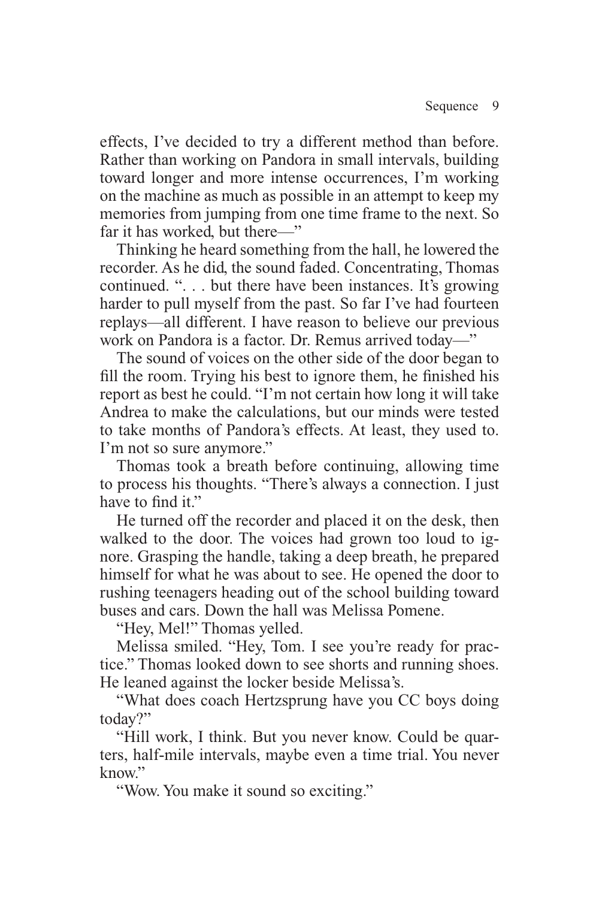effects, I've decided to try a different method than before. Rather than working on Pandora in small intervals, building toward longer and more intense occurrences, I'm working on the machine as much as possible in an attempt to keep my memories from jumping from one time frame to the next. So far it has worked, but there—"

Thinking he heard something from the hall, he lowered the recorder. As he did, the sound faded. Concentrating, Thomas continued. ". . . but there have been instances. It's growing harder to pull myself from the past. So far I've had fourteen replays—all different. I have reason to believe our previous work on Pandora is a factor. Dr. Remus arrived today—"

The sound of voices on the other side of the door began to fill the room. Trying his best to ignore them, he finished his report as best he could. "I'm not certain how long it will take Andrea to make the calculations, but our minds were tested to take months of Pandora's effects. At least, they used to. I'm not so sure anymore."

Thomas took a breath before continuing, allowing time to process his thoughts. "There's always a connection. I just have to find it."

He turned off the recorder and placed it on the desk, then walked to the door. The voices had grown too loud to ignore. Grasping the handle, taking a deep breath, he prepared himself for what he was about to see. He opened the door to rushing teenagers heading out of the school building toward buses and cars. Down the hall was Melissa Pomene.

"Hey, Mel!" Thomas yelled.

Melissa smiled. "Hey, Tom. I see you're ready for practice." Thomas looked down to see shorts and running shoes. He leaned against the locker beside Melissa's.

"What does coach Hertzsprung have you CC boys doing today?"

"Hill work, I think. But you never know. Could be quarters, half-mile intervals, maybe even a time trial. You never know."

"Wow. You make it sound so exciting."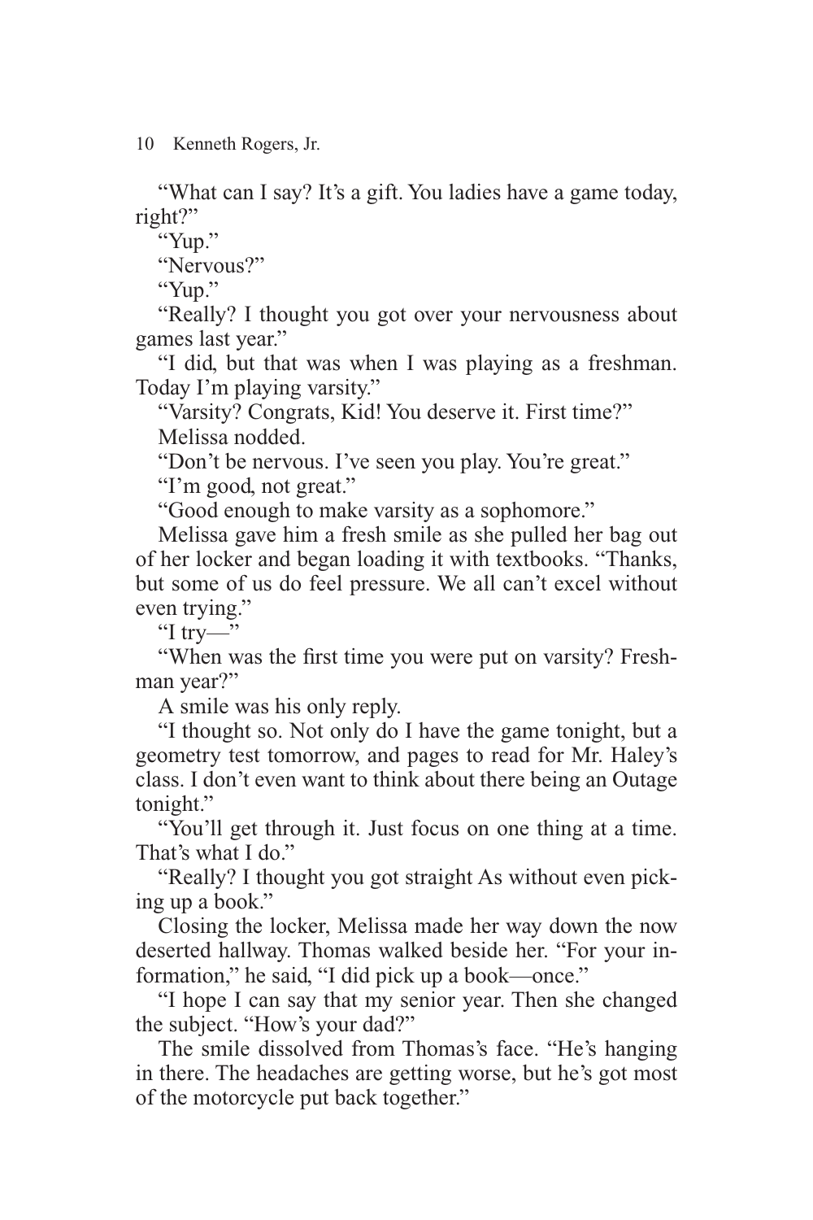"What can I say? It's a gift. You ladies have a game today, right?"

"Yup."

"Nervous?"

"Yup."

"Really? I thought you got over your nervousness about games last year."

"I did, but that was when I was playing as a freshman. Today I'm playing varsity."

"Varsity? Congrats, Kid! You deserve it. First time?"

Melissa nodded.

"Don't be nervous. I've seen you play. You're great."

"I'm good, not great."

"Good enough to make varsity as a sophomore."

Melissa gave him a fresh smile as she pulled her bag out of her locker and began loading it with textbooks. "Thanks, but some of us do feel pressure. We all can't excel without even trying."

"I try—"

"When was the first time you were put on varsity? Freshman year?"

A smile was his only reply.

"I thought so. Not only do I have the game tonight, but a geometry test tomorrow, and pages to read for Mr. Haley's class. I don't even want to think about there being an Outage tonight."

"You'll get through it. Just focus on one thing at a time. That's what I do."

"Really? I thought you got straight As without even picking up a book."

Closing the locker, Melissa made her way down the now deserted hallway. Thomas walked beside her. "For your information," he said, "I did pick up a book—once."

"I hope I can say that my senior year. Then she changed the subject. "How's your dad?"

The smile dissolved from Thomas's face. "He's hanging in there. The headaches are getting worse, but he's got most of the motorcycle put back together."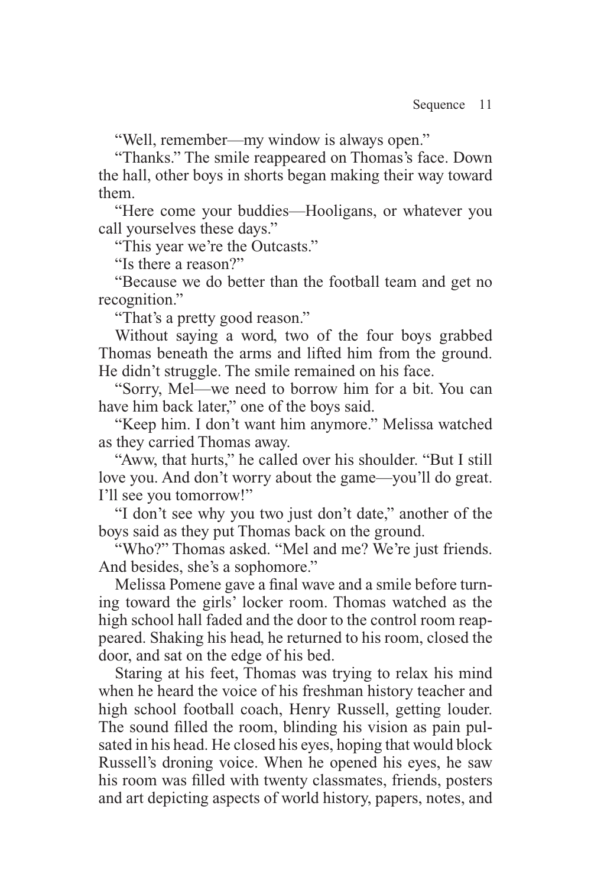"Well, remember—my window is always open."

"Thanks." The smile reappeared on Thomas's face. Down the hall, other boys in shorts began making their way toward them.

"Here come your buddies—Hooligans, or whatever you call yourselves these days."

"This year we're the Outcasts."

"Is there a reason?"

"Because we do better than the football team and get no recognition."

"That's a pretty good reason."

Without saying a word, two of the four boys grabbed Thomas beneath the arms and lifted him from the ground. He didn't struggle. The smile remained on his face.

"Sorry, Mel—we need to borrow him for a bit. You can have him back later," one of the boys said.

"Keep him. I don't want him anymore." Melissa watched as they carried Thomas away.

"Aww, that hurts," he called over his shoulder. "But I still love you. And don't worry about the game—you'll do great. I'll see you tomorrow!"

"I don't see why you two just don't date," another of the boys said as they put Thomas back on the ground.

"Who?" Thomas asked. "Mel and me? We're just friends. And besides, she's a sophomore."

Melissa Pomene gave a final wave and a smile before turning toward the girls' locker room. Thomas watched as the high school hall faded and the door to the control room reappeared. Shaking his head, he returned to his room, closed the door, and sat on the edge of his bed.

Staring at his feet, Thomas was trying to relax his mind when he heard the voice of his freshman history teacher and high school football coach, Henry Russell, getting louder. The sound filled the room, blinding his vision as pain pulsated in his head. He closed his eyes, hoping that would block Russell's droning voice. When he opened his eyes, he saw his room was filled with twenty classmates, friends, posters and art depicting aspects of world history, papers, notes, and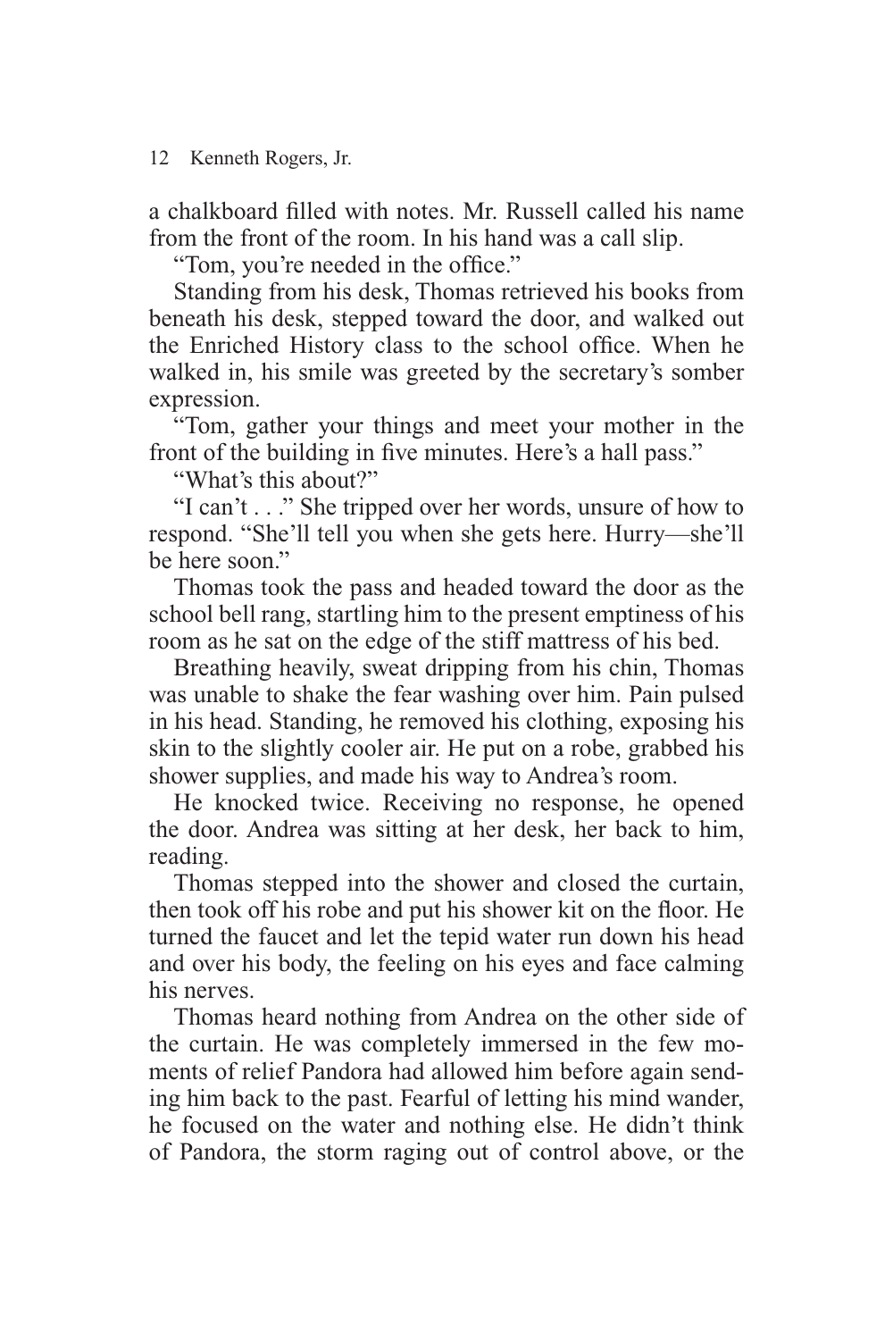a chalkboard filled with notes. Mr. Russell called his name from the front of the room. In his hand was a call slip.

"Tom, you're needed in the office."

Standing from his desk, Thomas retrieved his books from beneath his desk, stepped toward the door, and walked out the Enriched History class to the school office. When he walked in, his smile was greeted by the secretary's somber expression.

"Tom, gather your things and meet your mother in the front of the building in five minutes. Here's a hall pass."

"What's this about?"

"I can't . . ." She tripped over her words, unsure of how to respond. "She'll tell you when she gets here. Hurry—she'll be here soon."

Thomas took the pass and headed toward the door as the school bell rang, startling him to the present emptiness of his room as he sat on the edge of the stiff mattress of his bed.

Breathing heavily, sweat dripping from his chin, Thomas was unable to shake the fear washing over him. Pain pulsed in his head. Standing, he removed his clothing, exposing his skin to the slightly cooler air. He put on a robe, grabbed his shower supplies, and made his way to Andrea's room.

He knocked twice. Receiving no response, he opened the door. Andrea was sitting at her desk, her back to him, reading.

Thomas stepped into the shower and closed the curtain, then took off his robe and put his shower kit on the floor. He turned the faucet and let the tepid water run down his head and over his body, the feeling on his eyes and face calming his nerves.

Thomas heard nothing from Andrea on the other side of the curtain. He was completely immersed in the few moments of relief Pandora had allowed him before again sending him back to the past. Fearful of letting his mind wander, he focused on the water and nothing else. He didn't think of Pandora, the storm raging out of control above, or the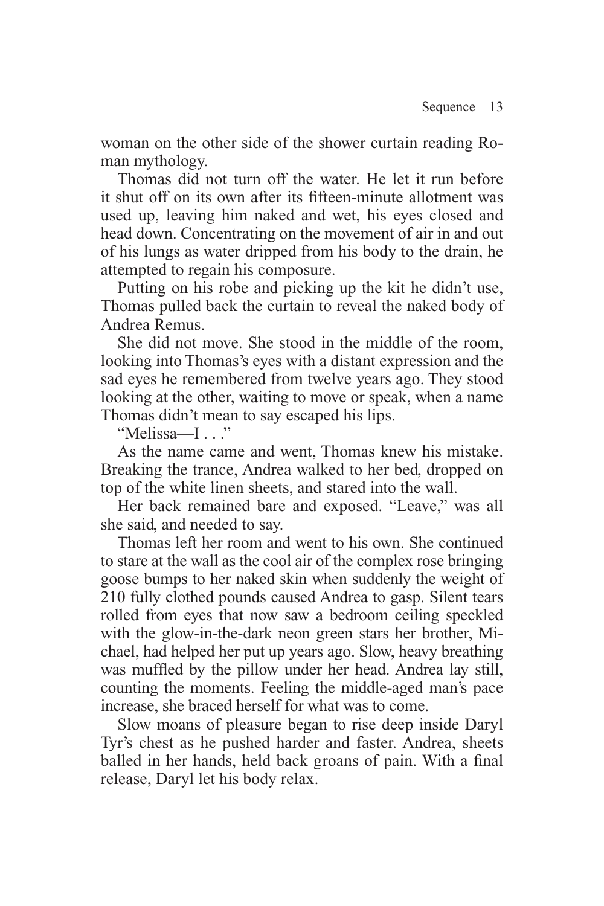woman on the other side of the shower curtain reading Roman mythology.

Thomas did not turn off the water. He let it run before it shut off on its own after its fifteen-minute allotment was used up, leaving him naked and wet, his eyes closed and head down. Concentrating on the movement of air in and out of his lungs as water dripped from his body to the drain, he attempted to regain his composure.

Putting on his robe and picking up the kit he didn't use, Thomas pulled back the curtain to reveal the naked body of Andrea Remus.

She did not move. She stood in the middle of the room, looking into Thomas's eyes with a distant expression and the sad eyes he remembered from twelve years ago. They stood looking at the other, waiting to move or speak, when a name Thomas didn't mean to say escaped his lips.

"Melissa—I . . ."

As the name came and went, Thomas knew his mistake. Breaking the trance, Andrea walked to her bed, dropped on top of the white linen sheets, and stared into the wall.

Her back remained bare and exposed. "Leave," was all she said, and needed to say.

Thomas left her room and went to his own. She continued to stare at the wall as the cool air of the complex rose bringing goose bumps to her naked skin when suddenly the weight of 210 fully clothed pounds caused Andrea to gasp. Silent tears rolled from eyes that now saw a bedroom ceiling speckled with the glow-in-the-dark neon green stars her brother, Michael, had helped her put up years ago. Slow, heavy breathing was muffled by the pillow under her head. Andrea lay still, counting the moments. Feeling the middle-aged man's pace increase, she braced herself for what was to come.

Slow moans of pleasure began to rise deep inside Daryl Tyr's chest as he pushed harder and faster. Andrea, sheets balled in her hands, held back groans of pain. With a final release, Daryl let his body relax.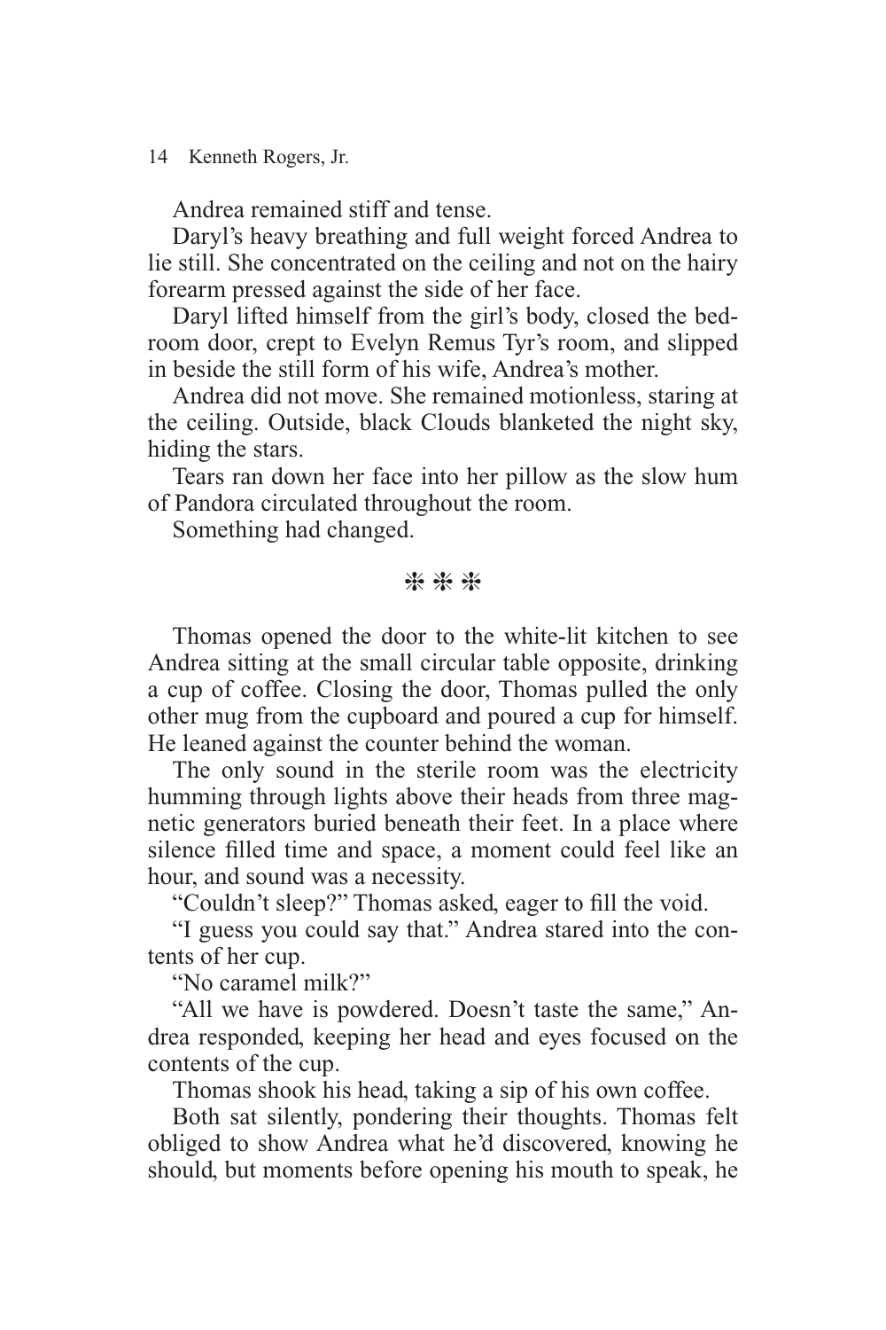Andrea remained stiff and tense.

Daryl's heavy breathing and full weight forced Andrea to lie still. She concentrated on the ceiling and not on the hairy forearm pressed against the side of her face.

Daryl lifted himself from the girl's body, closed the bedroom door, crept to Evelyn Remus Tyr's room, and slipped in beside the still form of his wife, Andrea's mother.

Andrea did not move. She remained motionless, staring at the ceiling. Outside, black Clouds blanketed the night sky, hiding the stars.

Tears ran down her face into her pillow as the slow hum of Pandora circulated throughout the room.

Something had changed.

❋ ❋ ❋

Thomas opened the door to the white-lit kitchen to see Andrea sitting at the small circular table opposite, drinking a cup of coffee. Closing the door, Thomas pulled the only other mug from the cupboard and poured a cup for himself. He leaned against the counter behind the woman.

The only sound in the sterile room was the electricity humming through lights above their heads from three magnetic generators buried beneath their feet. In a place where silence filled time and space, a moment could feel like an hour, and sound was a necessity.

"Couldn't sleep?" Thomas asked, eager to fill the void.

"I guess you could say that." Andrea stared into the contents of her cup.

"No caramel milk?"

"All we have is powdered. Doesn't taste the same," Andrea responded, keeping her head and eyes focused on the contents of the cup.

Thomas shook his head, taking a sip of his own coffee.

Both sat silently, pondering their thoughts. Thomas felt obliged to show Andrea what he'd discovered, knowing he should, but moments before opening his mouth to speak, he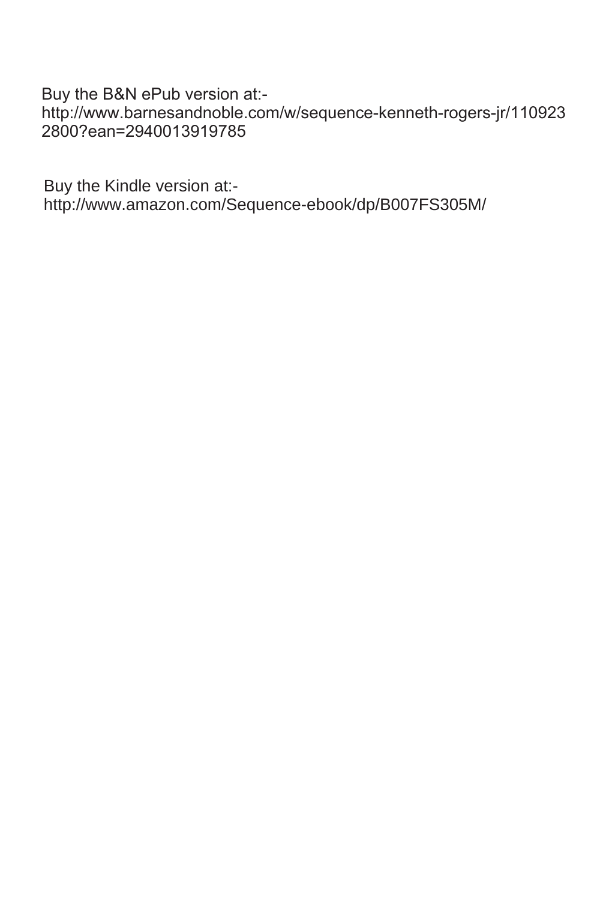Buy the B&N ePub version at:-
http://www.barnesandnoble.com/w/sequence-kenneth-rogers-jr/1109232800?ean=2940013919785

Buy the Kindle version at:-
http://www.amazon.com/Sequence-ebook/dp/B007FS305M/